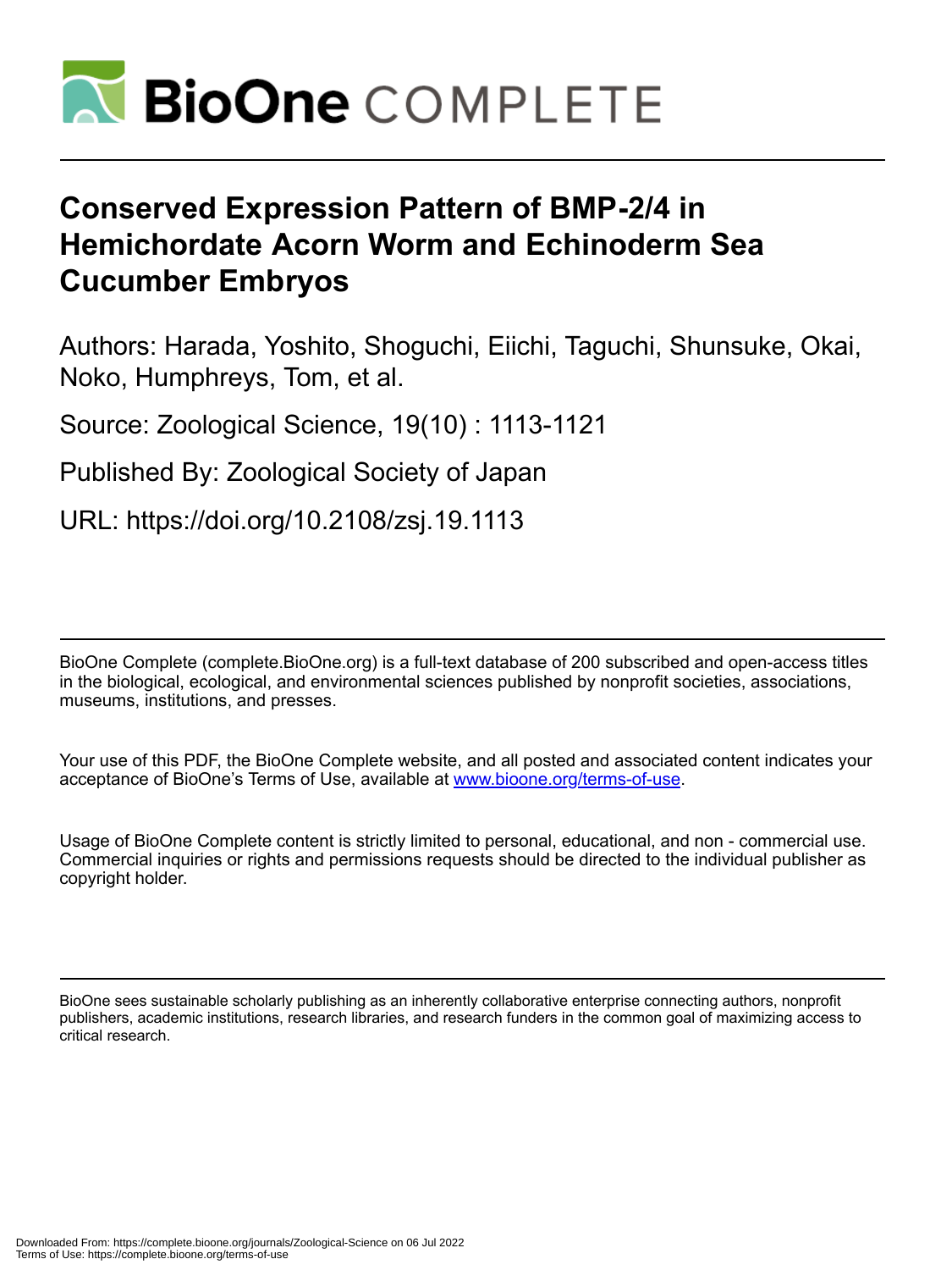# BioOne COMPLETE

# Conserved Expression Pattern of BMP-2/4 in Hemichordate Acorn Worm and Echinoderm Sea Cucumber Embryos

Authors: Harada, Yoshito, Shoguchi, Eiichi, Taguchi, Shunsuke, Okai, Noko, Humphreys, Tom, et al.

Source: Zoological Science, 19(10) : 1113-1121

Published By: Zoological Society of Japan

URL: https://doi.org/10.2108/zsj.19.1113

BioOne Complete (complete.BioOne.org) is a full-text database of 200 subscribed and open-access titles in the biological, ecological, and environmental sciences published by nonprofit societies, associations, museums, institutions, and presses.

Your use of this PDF, the BioOne Complete website, and all posted and associated content indicates your acceptance of BioOne's Terms of Use, available at www.bioone.org/terms-of-use.

Usage of BioOne Complete content is strictly limited to personal, educational, and non - commercial use. Commercial inquiries or rights and permissions requests should be directed to the individual publisher as copyright holder.

BioOne sees sustainable scholarly publishing as an inherently collaborative enterprise connecting authors, nonprofit publishers, academic institutions, research libraries, and research funders in the common goal of maximizing access to critical research.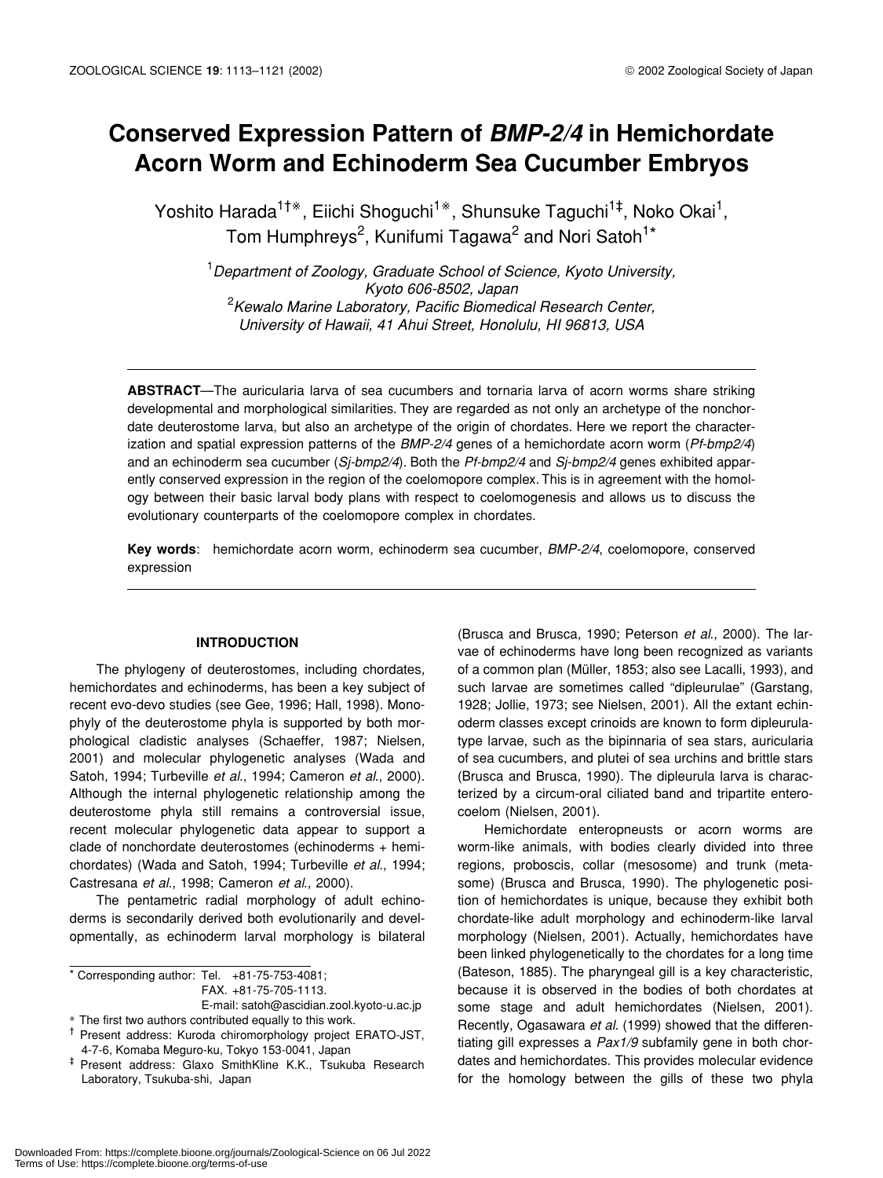# Conserved Expression Pattern of *BMP-2/4* in Hemichordate Acorn Worm and Echinoderm Sea Cucumber Embryos

Yoshito Harada[1†※], Eiichi Shoguchi[1※], Shunsuke Taguchi[1‡], Noko Okai[1], Tom Humphreys[2], Kunifumi Tagawa[2] and Nori Satoh[1*]

[1]*Department of Zoology, Graduate School of Science, Kyoto University, Kyoto 606-8502, Japan*
[2]*Kewalo Marine Laboratory, Pacific Biomedical Research Center, University of Hawaii, 41 Ahui Street, Honolulu, HI 96813, USA*

---

**ABSTRACT**—The auricularia larva of sea cucumbers and tornaria larva of acorn worms share striking developmental and morphological similarities. They are regarded as not only an archetype of the nonchordate deuterostome larva, but also an archetype of the origin of chordates. Here we report the characterization and spatial expression patterns of the *BMP-2/4* genes of a hemichordate acorn worm (*Pf-bmp2/4*) and an echinoderm sea cucumber (*Sj-bmp2/4*). Both the *Pf-bmp2/4* and *Sj-bmp2/4* genes exhibited apparently conserved expression in the region of the coelomopore complex. This is in agreement with the homology between their basic larval body plans with respect to coelomogenesis and allows us to discuss the evolutionary counterparts of the coelomopore complex in chordates.

**Key words**: hemichordate acorn worm, echinoderm sea cucumber, *BMP-2/4*, coelomopore, conserved expression

---

## INTRODUCTION

The phylogeny of deuterostomes, including chordates, hemichordates and echinoderms, has been a key subject of recent evo-devo studies (see Gee, 1996; Hall, 1998). Monophyly of the deuterostome phyla is supported by both morphological cladistic analyses (Schaeffer, 1987; Nielsen, 2001) and molecular phylogenetic analyses (Wada and Satoh, 1994; Turbeville *et al*., 1994; Cameron *et al*., 2000). Although the internal phylogenetic relationship among the deuterostome phyla still remains a controversial issue, recent molecular phylogenetic data appear to support a clade of nonchordate deuterostomes (echinoderms + hemichordates) (Wada and Satoh, 1994; Turbeville *et al*., 1994; Castresana *et al*., 1998; Cameron *et al*., 2000).

The pentametric radial morphology of adult echinoderms is secondarily derived both evolutionarily and developmentally, as echinoderm larval morphology is bilateral (Brusca and Brusca, 1990; Peterson *et al*., 2000). The larvae of echinoderms have long been recognized as variants of a common plan (Müller, 1853; also see Lacalli, 1993), and such larvae are sometimes called "dipleurulae" (Garstang, 1928; Jollie, 1973; see Nielsen, 2001). All the extant echinoderm classes except crinoids are known to form dipleurula-type larvae, such as the bipinnaria of sea stars, auricularia of sea cucumbers, and plutei of sea urchins and brittle stars (Brusca and Brusca, 1990). The dipleurula larva is characterized by a circum-oral ciliated band and tripartite enterocoelom (Nielsen, 2001).

Hemichordate enteropneusts or acorn worms are worm-like animals, with bodies clearly divided into three regions, proboscis, collar (mesosome) and trunk (metasome) (Brusca and Brusca, 1990). The phylogenetic position of hemichordates is unique, because they exhibit both chordate-like adult morphology and echinoderm-like larval morphology (Nielsen, 2001). Actually, hemichordates have been linked phylogenetically to the chordates for a long time (Bateson, 1885). The pharyngeal gill is a key characteristic, because it is observed in the bodies of both chordates at some stage and adult hemichordates (Nielsen, 2001). Recently, Ogasawara *et al*. (1999) showed that the differentiating gill expresses a *Pax1/9* subfamily gene in both chordates and hemichordates. This provides molecular evidence for the homology between the gills of these two phyla

---

\* Corresponding author: Tel. +81-75-753-4081;
FAX. +81-75-705-1113.
E-mail: satoh@ascidian.zool.kyoto-u.ac.jp

※ The first two authors contributed equally to this work.

† Present address: Kuroda chiromorphology project ERATO-JST, 4-7-6, Komaba Meguro-ku, Tokyo 153-0041, Japan

‡ Present address: Glaxo SmithKline K.K., Tsukuba Research Laboratory, Tsukuba-shi, Japan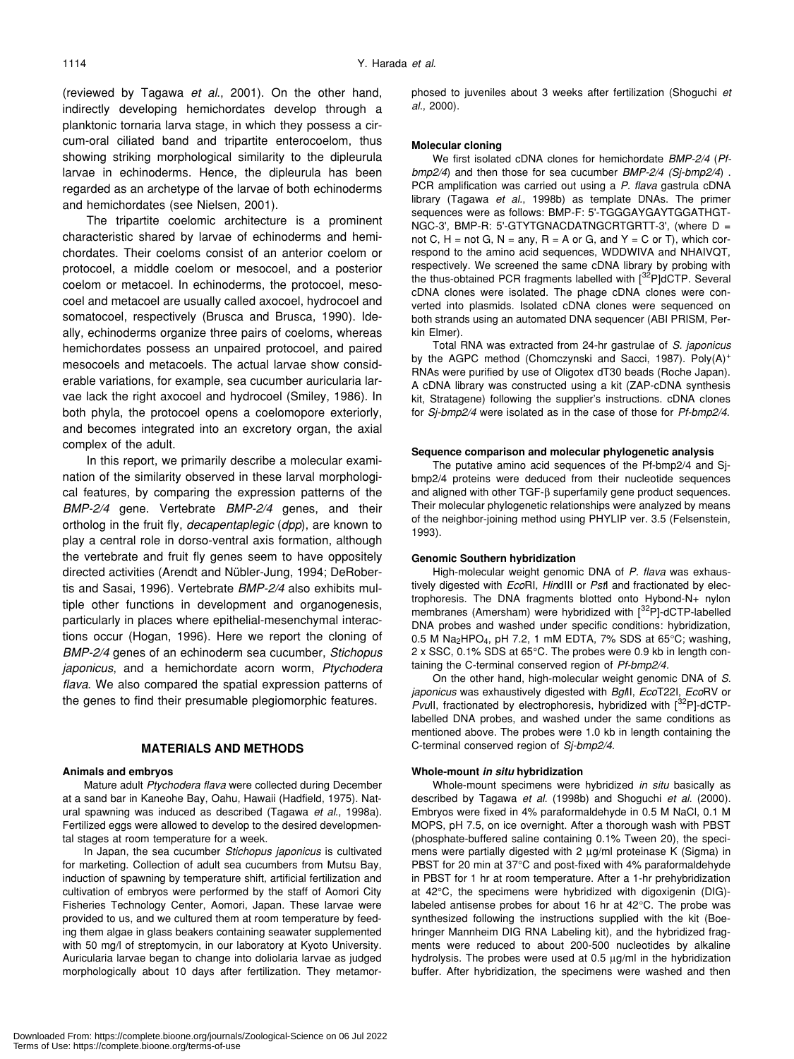(reviewed by Tagawa *et al*., 2001). On the other hand, indirectly developing hemichordates develop through a planktonic tornaria larva stage, in which they possess a circum-oral ciliated band and tripartite enterocoelom, thus showing striking morphological similarity to the dipleurula larvae in echinoderms. Hence, the dipleurula has been regarded as an archetype of the larvae of both echinoderms and hemichordates (see Nielsen, 2001).

The tripartite coelomic architecture is a prominent characteristic shared by larvae of echinoderms and hemichordates. Their coeloms consist of an anterior coelom or protocoel, a middle coelom or mesocoel, and a posterior coelom or metacoel. In echinoderms, the protocoel, mesocoel and metacoel are usually called axocoel, hydrocoel and somatocoel, respectively (Brusca and Brusca, 1990). Ideally, echinoderms organize three pairs of coeloms, whereas hemichordates possess an unpaired protocoel, and paired mesocoels and metacoels. The actual larvae show considerable variations, for example, sea cucumber auricularia larvae lack the right axocoel and hydrocoel (Smiley, 1986). In both phyla, the protocoel opens a coelomopore exteriorly, and becomes integrated into an excretory organ, the axial complex of the adult.

In this report, we primarily describe a molecular examination of the similarity observed in these larval morphological features, by comparing the expression patterns of the *BMP-2/4* gene. Vertebrate *BMP-2/4* genes, and their ortholog in the fruit fly, *decapentaplegic* (*dpp*), are known to play a central role in dorso-ventral axis formation, although the vertebrate and fruit fly genes seem to have oppositely directed activities (Arendt and Nübler-Jung, 1994; DeRobertis and Sasai, 1996). Vertebrate *BMP-2/4* also exhibits multiple other functions in development and organogenesis, particularly in places where epithelial-mesenchymal interactions occur (Hogan, 1996). Here we report the cloning of *BMP-2/4* genes of an echinoderm sea cucumber, *Stichopus japonicus*, and a hemichordate acorn worm, *Ptychodera flava*. We also compared the spatial expression patterns of the genes to find their presumable plegiomorphic features.

## MATERIALS AND METHODS

### Animals and embryos

Mature adult *Ptychodera flava* were collected during December at a sand bar in Kaneohe Bay, Oahu, Hawaii (Hadfield, 1975). Natural spawning was induced as described (Tagawa *et al*., 1998a). Fertilized eggs were allowed to develop to the desired developmental stages at room temperature for a week.

In Japan, the sea cucumber *Stichopus japonicus* is cultivated for marketing. Collection of adult sea cucumbers from Mutsu Bay, induction of spawning by temperature shift, artificial fertilization and cultivation of embryos were performed by the staff of Aomori City Fisheries Technology Center, Aomori, Japan. These larvae were provided to us, and we cultured them at room temperature by feeding them algae in glass beakers containing seawater supplemented with 50 mg/l of streptomycin, in our laboratory at Kyoto University. Auricularia larvae began to change into doliolaria larvae as judged morphologically about 10 days after fertilization. They metamorphosed to juveniles about 3 weeks after fertilization (Shoguchi *et al*., 2000).

### Molecular cloning

We first isolated cDNA clones for hemichordate *BMP-2/4* (*Pf-bmp2/4*) and then those for sea cucumber *BMP-2/4* (*Sj-bmp2/4*). PCR amplification was carried out using a *P. flava* gastrula cDNA library (Tagawa *et al*., 1998b) as template DNAs. The primer sequences were as follows: BMP-F: 5'-TGGGAYGAYTGGATHGTNGC-3', BMP-R: 5'-GTYTGNACDATNGCRTGRTT-3', (where D = not C, H = not G, N = any, R = A or G, and Y = C or T), which correspond to the amino acid sequences, WDDWIVA and NHAIVQT, respectively. We screened the same cDNA library by probing with the thus-obtained PCR fragments labelled with [$^{32}$P]dCTP. Several cDNA clones were isolated. The phage cDNA clones were converted into plasmids. Isolated cDNA clones were sequenced on both strands using an automated DNA sequencer (ABI PRISM, Perkin Elmer).

Total RNA was extracted from 24-hr gastrulae of *S. japonicus* by the AGPC method (Chomczynski and Sacci, 1987). Poly(A)$^+$ RNAs were purified by use of Oligotex dT30 beads (Roche Japan). A cDNA library was constructed using a kit (ZAP-cDNA synthesis kit, Stratagene) following the supplier's instructions. cDNA clones for *Sj-bmp2/4* were isolated as in the case of those for *Pf-bmp2/4*.

### Sequence comparison and molecular phylogenetic analysis

The putative amino acid sequences of the Pf-bmp2/4 and Sj-bmp2/4 proteins were deduced from their nucleotide sequences and aligned with other TGF-β superfamily gene product sequences. Their molecular phylogenetic relationships were analyzed by means of the neighbor-joining method using PHYLIP ver. 3.5 (Felsenstein, 1993).

### Genomic Southern hybridization

High-molecular weight genomic DNA of *P. flava* was exhaustively digested with *Eco*RI, *Hin*dIII or *Pst*I and fractionated by electrophoresis. The DNA fragments blotted onto Hybond-N+ nylon membranes (Amersham) were hybridized with [$^{32}$P]-dCTP-labelled DNA probes and washed under specific conditions: hybridization, 0.5 M $Na_2HPO_4$, pH 7.2, 1 mM EDTA, 7% SDS at 65°C; washing, 2 x SSC, 0.1% SDS at 65°C. The probes were 0.9 kb in length containing the C-terminal conserved region of *Pf-bmp2/4*.

On the other hand, high-molecular weight genomic DNA of *S. japonicus* was exhaustively digested with *Bgl*II, *Eco*T22I, *Eco*RV or *Pvu*II, fractionated by electrophoresis, hybridized with [$^{32}$P]-dCTP-labelled DNA probes, and washed under the same conditions as mentioned above. The probes were 1.0 kb in length containing the C-terminal conserved region of *Sj-bmp2/4*.

### Whole-mount *in situ* hybridization

Whole-mount specimens were hybridized *in situ* basically as described by Tagawa *et al*. (1998b) and Shoguchi *et al*. (2000). Embryos were fixed in 4% paraformaldehyde in 0.5 M NaCl, 0.1 M MOPS, pH 7.5, on ice overnight. After a thorough wash with PBST (phosphate-buffered saline containing 0.1% Tween 20), the specimens were partially digested with 2 μg/ml proteinase K (Sigma) in PBST for 20 min at 37°C and post-fixed with 4% paraformaldehyde in PBST for 1 hr at room temperature. After a 1-hr prehybridization at 42°C, the specimens were hybridized with digoxigenin (DIG)-labeled antisense probes for about 16 hr at 42°C. The probe was synthesized following the instructions supplied with the kit (Boehringer Mannheim DIG RNA Labeling kit), and the hybridized fragments were reduced to about 200-500 nucleotides by alkaline hydrolysis. The probes were used at 0.5 μg/ml in the hybridization buffer. After hybridization, the specimens were washed and then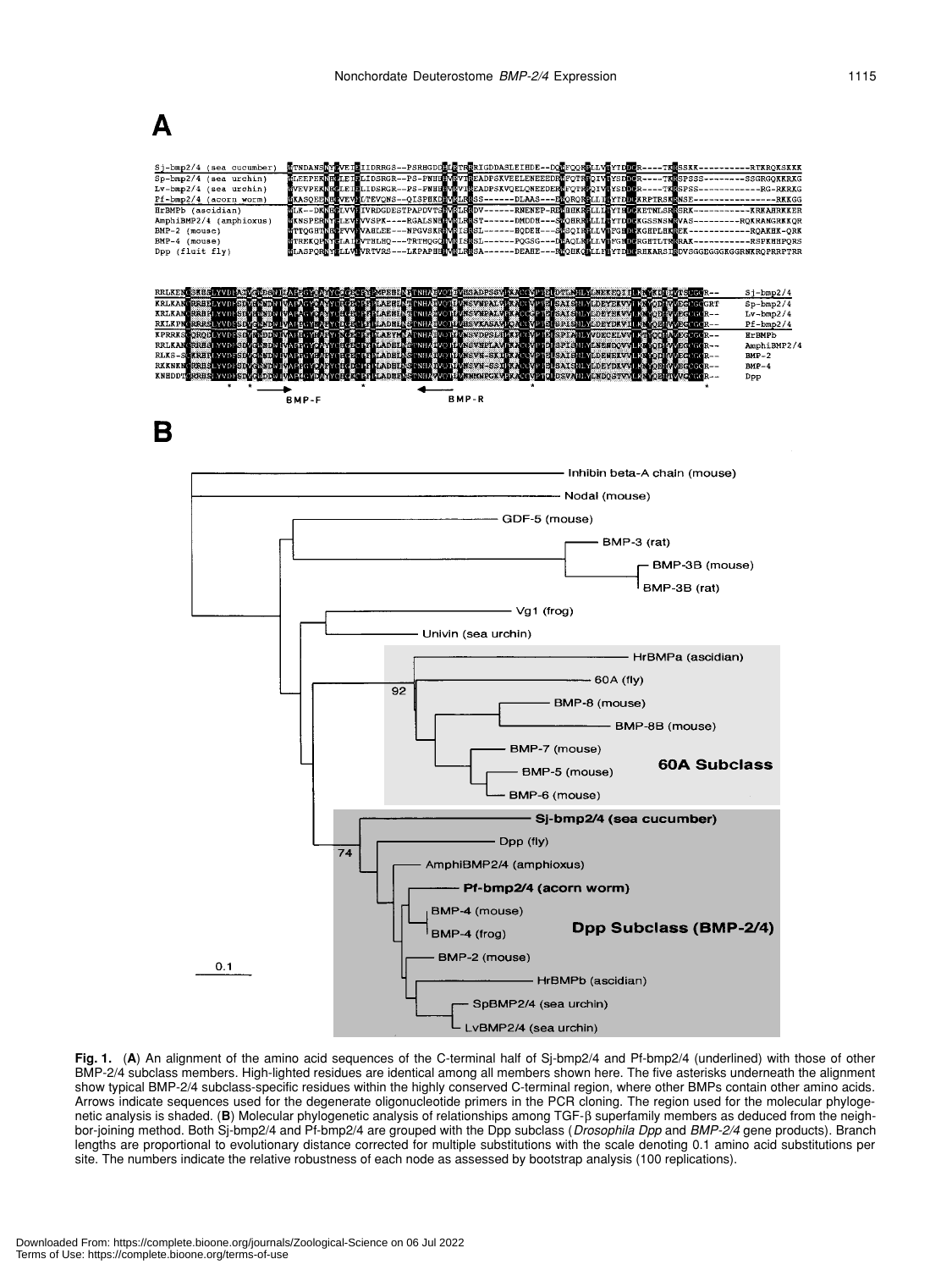**Fig. 1.** (**A**) An alignment of the amino acid sequences of the C-terminal half of Sj-bmp2/4 and Pf-bmp2/4 (underlined) with those of other BMP-2/4 subclass members. High-lighted residues are identical among all members shown here. The five asterisks underneath the alignment show typical BMP-2/4 subclass-specific residues within the highly conserved C-terminal region, where other BMPs contain other amino acids. Arrows indicate sequences used for the degenerate oligonucleotide primers in the PCR cloning. The region used for the molecular phylogenetic analysis is shaded. (**B**) Molecular phylogenetic analysis of relationships among TGF-β superfamily members as deduced from the neighbor-joining method. Both Sj-bmp2/4 and Pf-bmp2/4 are grouped with the Dpp subclass (*Drosophila Dpp* and *BMP-2/4* gene products). Branch lengths are proportional to evolutionary distance corrected for multiple substitutions with the scale denoting 0.1 amino acid substitutions per site. The numbers indicate the relative robustness of each node as assessed by bootstrap analysis (100 replications).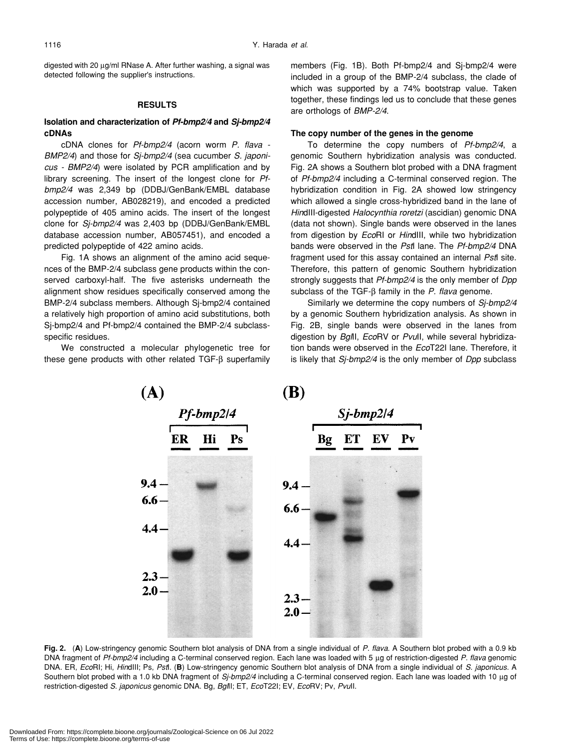digested with 20 μg/ml RNase A. After further washing, a signal was detected following the supplier's instructions.

## RESULTS

### Isolation and characterization of *Pf-bmp2/4* and *Sj-bmp2/4* cDNAs

cDNA clones for *Pf-bmp2/4* (acorn worm *P. flava* - *BMP2/4*) and those for *Sj-bmp2/4* (sea cucumber *S. japonicus* - *BMP2/4*) were isolated by PCR amplification and by library screening. The insert of the longest clone for *Pf-bmp2/4* was 2,349 bp (DDBJ/GenBank/EMBL database accession number, AB028219), and encoded a predicted polypeptide of 405 amino acids. The insert of the longest clone for *Sj-bmp2/4* was 2,403 bp (DDBJ/GenBank/EMBL database accession number, AB057451), and encoded a predicted polypeptide of 422 amino acids.

Fig. 1A shows an alignment of the amino acid sequences of the BMP-2/4 subclass gene products within the conserved carboxyl-half. The five asterisks underneath the alignment show residues specifically conserved among the BMP-2/4 subclass members. Although Sj-bmp2/4 contained a relatively high proportion of amino acid substitutions, both Sj-bmp2/4 and Pf-bmp2/4 contained the BMP-2/4 subclass-specific residues.

We constructed a molecular phylogenetic tree for these gene products with other related TGF-β superfamily members (Fig. 1B). Both Pf-bmp2/4 and Sj-bmp2/4 were included in a group of the BMP-2/4 subclass, the clade of which was supported by a 74% bootstrap value. Taken together, these findings led us to conclude that these genes are orthologs of *BMP-2/4*.

### The copy number of the genes in the genome

To determine the copy numbers of *Pf-bmp2/4*, a genomic Southern hybridization analysis was conducted. Fig. 2A shows a Southern blot probed with a DNA fragment of *Pf-bmp2/4* including a C-terminal conserved region. The hybridization condition in Fig. 2A showed low stringency which allowed a single cross-hybridized band in the lane of *Hin*dIII-digested *Halocynthia roretzi* (ascidian) genomic DNA (data not shown). Single bands were observed in the lanes from digestion by *Eco*RI or *Hin*dIII, while two hybridization bands were observed in the *Pst*I lane. The *Pf-bmp2/4* DNA fragment used for this assay contained an internal *Pst*I site. Therefore, this pattern of genomic Southern hybridization strongly suggests that *Pf-bmp2/4* is the only member of *Dpp* subclass of the TGF-β family in the *P. flava* genome.

Similarly we determine the copy numbers of *Sj-bmp2/4* by a genomic Southern hybridization analysis. As shown in Fig. 2B, single bands were observed in the lanes from digestion by *Bgl*II, *Eco*RV or *Pvu*II, while several hybridization bands were observed in the *Eco*T22I lane. Therefore, it is likely that *Sj-bmp2/4* is the only member of *Dpp* subclass

**Fig. 2.** (**A**) Low-stringency genomic Southern blot analysis of DNA from a single individual of *P. flava*. A Southern blot probed with a 0.9 kb DNA fragment of *Pf-bmp2/4* including a C-terminal conserved region. Each lane was loaded with 5 μg of restriction-digested *P. flava* genomic DNA. ER, *Eco*RI; Hi, *Hin*dIII; Ps, *Pst*I. (**B**) Low-stringency genomic Southern blot analysis of DNA from a single individual of *S. japonicus*. A Southern blot probed with a 1.0 kb DNA fragment of *Sj-bmp2/4* including a C-terminal conserved region. Each lane was loaded with 10 μg of restriction-digested *S. japonicus* genomic DNA. Bg, *Bgl*II; ET, *Eco*T22I; EV, *Eco*RV; Pv, *Pvu*II.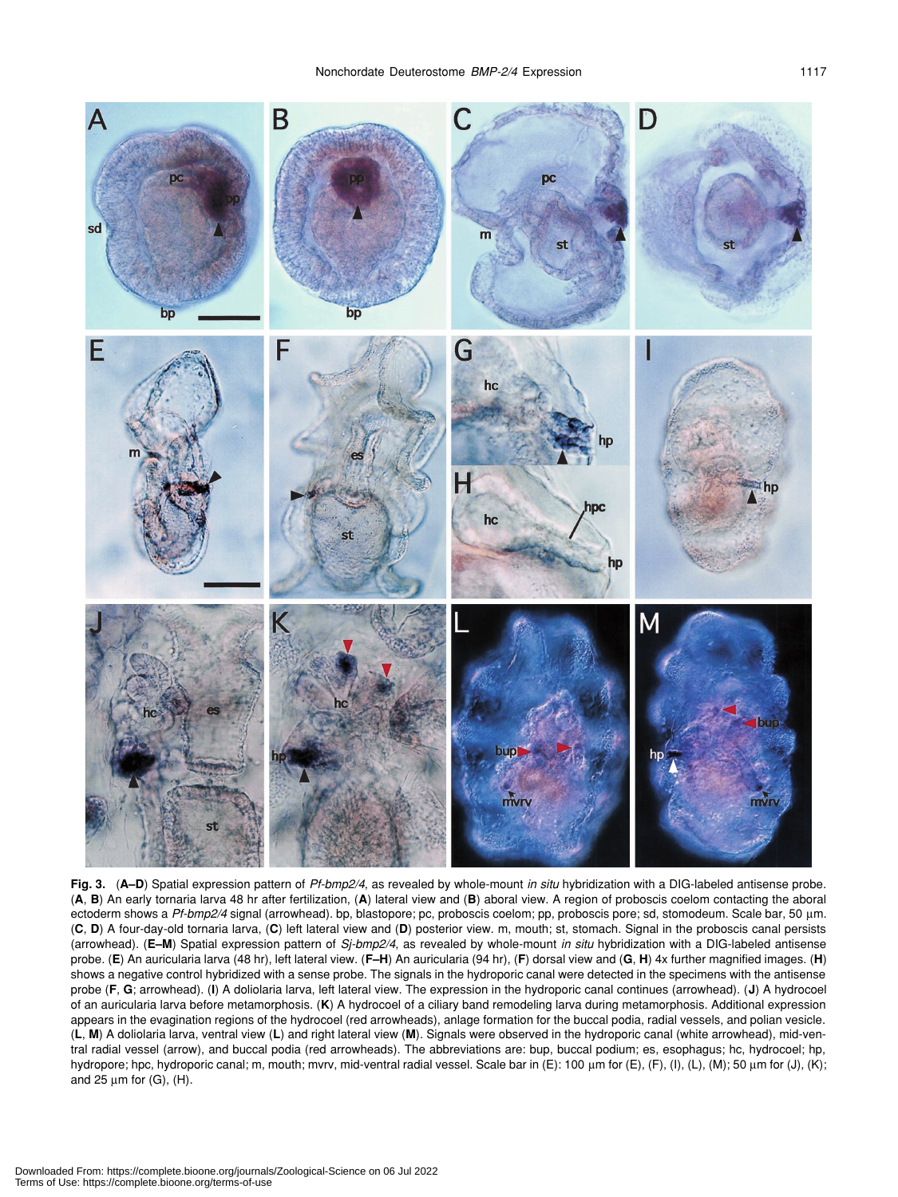**Fig. 3.** (**A–D**) Spatial expression pattern of *Pf-bmp2/4*, as revealed by whole-mount *in situ* hybridization with a DIG-labeled antisense probe. (**A**, **B**) An early tornaria larva 48 hr after fertilization, (**A**) lateral view and (**B**) aboral view. A region of proboscis coelom contacting the aboral ectoderm shows a *Pf-bmp2/4* signal (arrowhead). bp, blastopore; pc, proboscis coelom; pp, proboscis pore; sd, stomodeum. Scale bar, 50 µm. (**C**, **D**) A four-day-old tornaria larva, (**C**) left lateral view and (**D**) posterior view. m, mouth; st, stomach. Signal in the proboscis canal persists (arrowhead). (**E–M**) Spatial expression pattern of *Sj-bmp2/4*, as revealed by whole-mount *in situ* hybridization with a DIG-labeled antisense probe. (**E**) An auricularia larva (48 hr), left lateral view. (**F–H**) An auricularia (94 hr), (**F**) dorsal view and (**G**, **H**) 4x further magnified images. (**H**) shows a negative control hybridized with a sense probe. The signals in the hydroporic canal were detected in the specimens with the antisense probe (**F**, **G**; arrowhead). (**I**) A doliolaria larva, left lateral view. The expression in the hydroporic canal continues (arrowhead). (**J**) A hydrocoel of an auricularia larva before metamorphosis. (**K**) A hydrocoel of a ciliary band remodeling larva during metamorphosis. Additional expression appears in the evagination regions of the hydrocoel (red arrowheads), anlage formation for the buccal podia, radial vessels, and polian vesicle. (**L**, **M**) A doliolaria larva, ventral view (**L**) and right lateral view (**M**). Signals were observed in the hydroporic canal (white arrowhead), mid-ventral radial vessel (arrow), and buccal podia (red arrowheads). The abbreviations are: bup, buccal podium; es, esophagus; hc, hydrocoel; hp, hydropore; hpc, hydroporic canal; m, mouth; mvrv, mid-ventral radial vessel. Scale bar in (E): 100 µm for (E), (F), (I), (L), (M); 50 µm for (J), (K); and 25 µm for (G), (H).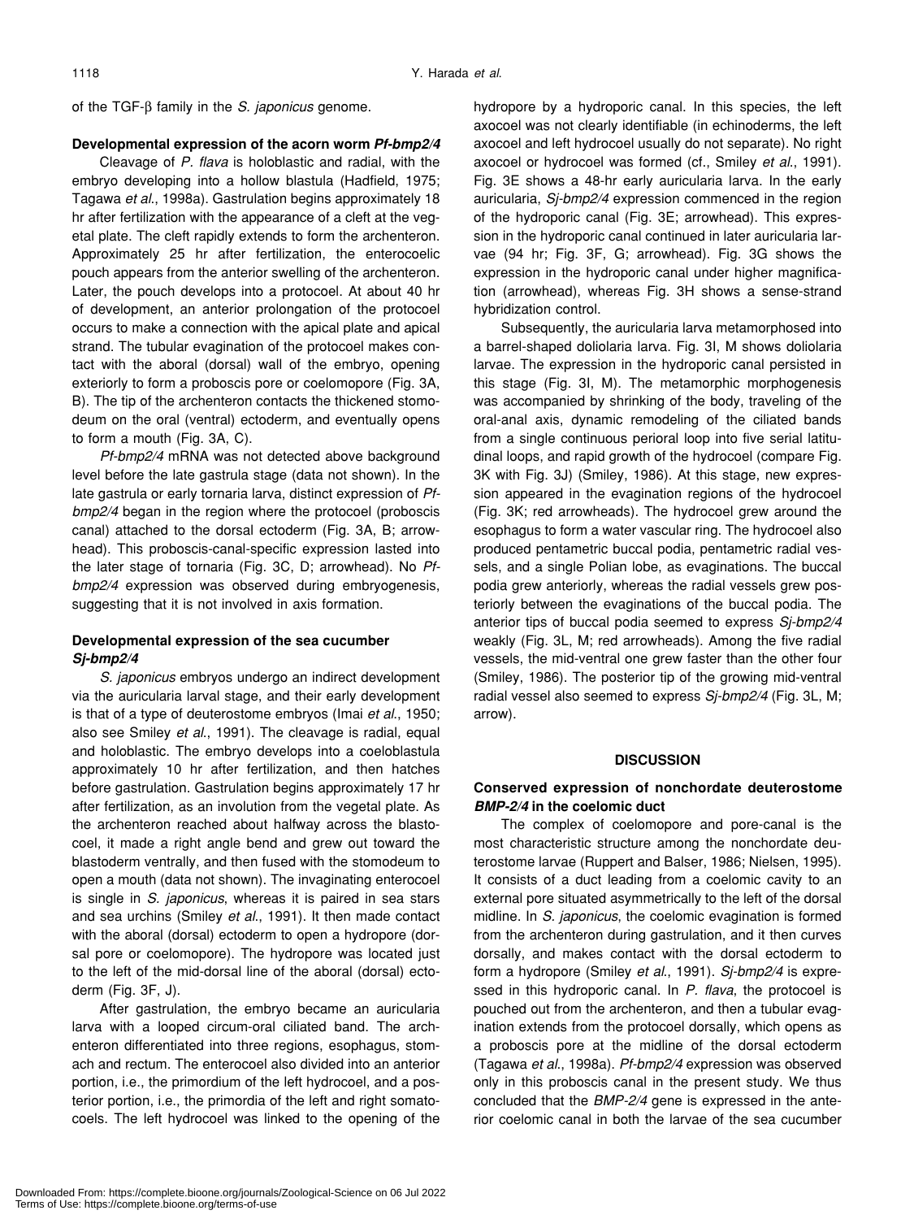of the TGF-β family in the *S. japonicus* genome.

**Developmental expression of the acorn worm *Pf-bmp2/4***

Cleavage of *P. flava* is holoblastic and radial, with the embryo developing into a hollow blastula (Hadfield, 1975; Tagawa *et al*., 1998a). Gastrulation begins approximately 18 hr after fertilization with the appearance of a cleft at the vegetal plate. The cleft rapidly extends to form the archenteron. Approximately 25 hr after fertilization, the enterocoelic pouch appears from the anterior swelling of the archenteron. Later, the pouch develops into a protocoel. At about 40 hr of development, an anterior prolongation of the protocoel occurs to make a connection with the apical plate and apical strand. The tubular evagination of the protocoel makes contact with the aboral (dorsal) wall of the embryo, opening exteriorly to form a proboscis pore or coelomopore (Fig. 3A, B). The tip of the archenteron contacts the thickened stomodeum on the oral (ventral) ectoderm, and eventually opens to form a mouth (Fig. 3A, C).

*Pf-bmp2/4* mRNA was not detected above background level before the late gastrula stage (data not shown). In the late gastrula or early tornaria larva, distinct expression of *Pf-bmp2/4* began in the region where the protocoel (proboscis canal) attached to the dorsal ectoderm (Fig. 3A, B; arrowhead). This proboscis-canal-specific expression lasted into the later stage of tornaria (Fig. 3C, D; arrowhead). No *Pf-bmp2/4* expression was observed during embryogenesis, suggesting that it is not involved in axis formation.

**Developmental expression of the sea cucumber *Sj-bmp2/4***

*S. japonicus* embryos undergo an indirect development via the auricularia larval stage, and their early development is that of a type of deuterostome embryos (Imai *et al*., 1950; also see Smiley *et al*., 1991). The cleavage is radial, equal and holoblastic. The embryo develops into a coeloblastula approximately 10 hr after fertilization, and then hatches before gastrulation. Gastrulation begins approximately 17 hr after fertilization, as an involution from the vegetal plate. As the archenteron reached about halfway across the blastocoel, it made a right angle bend and grew out toward the blastoderm ventrally, and then fused with the stomodeum to open a mouth (data not shown). The invaginating enterocoel is single in *S. japonicus*, whereas it is paired in sea stars and sea urchins (Smiley *et al*., 1991). It then made contact with the aboral (dorsal) ectoderm to open a hydropore (dorsal pore or coelomopore). The hydropore was located just to the left of the mid-dorsal line of the aboral (dorsal) ectoderm (Fig. 3F, J).

After gastrulation, the embryo became an auricularia larva with a looped circum-oral ciliated band. The archenteron differentiated into three regions, esophagus, stomach and rectum. The enterocoel also divided into an anterior portion, i.e., the primordium of the left hydrocoel, and a posterior portion, i.e., the primordia of the left and right somatocoels. The left hydrocoel was linked to the opening of the hydropore by a hydroporic canal. In this species, the left axocoel was not clearly identifiable (in echinoderms, the left axocoel and left hydrocoel usually do not separate). No right axocoel or hydrocoel was formed (cf., Smiley *et al*., 1991). Fig. 3E shows a 48-hr early auricularia larva. In the early auricularia, *Sj-bmp2/4* expression commenced in the region of the hydroporic canal (Fig. 3E; arrowhead). This expression in the hydroporic canal continued in later auricularia larvae (94 hr; Fig. 3F, G; arrowhead). Fig. 3G shows the expression in the hydroporic canal under higher magnification (arrowhead), whereas Fig. 3H shows a sense-strand hybridization control.

Subsequently, the auricularia larva metamorphosed into a barrel-shaped doliolaria larva. Fig. 3I, M shows doliolaria larvae. The expression in the hydroporic canal persisted in this stage (Fig. 3I, M). The metamorphic morphogenesis was accompanied by shrinking of the body, traveling of the oral-anal axis, dynamic remodeling of the ciliated bands from a single continuous perioral loop into five serial latitudinal loops, and rapid growth of the hydrocoel (compare Fig. 3K with Fig. 3J) (Smiley, 1986). At this stage, new expression appeared in the evagination regions of the hydrocoel (Fig. 3K; red arrowheads). The hydrocoel grew around the esophagus to form a water vascular ring. The hydrocoel also produced pentametric buccal podia, pentametric radial vessels, and a single Polian lobe, as evaginations. The buccal podia grew anteriorly, whereas the radial vessels grew posteriorly between the evaginations of the buccal podia. The anterior tips of buccal podia seemed to express *Sj-bmp2/4* weakly (Fig. 3L, M; red arrowheads). Among the five radial vessels, the mid-ventral one grew faster than the other four (Smiley, 1986). The posterior tip of the growing mid-ventral radial vessel also seemed to express *Sj-bmp2/4* (Fig. 3L, M; arrow).

## DISCUSSION

**Conserved expression of nonchordate deuterostome *BMP-2/4* in the coelomic duct**

The complex of coelomopore and pore-canal is the most characteristic structure among the nonchordate deuterostome larvae (Ruppert and Balser, 1986; Nielsen, 1995). It consists of a duct leading from a coelomic cavity to an external pore situated asymmetrically to the left of the dorsal midline. In *S. japonicus*, the coelomic evagination is formed from the archenteron during gastrulation, and it then curves dorsally, and makes contact with the dorsal ectoderm to form a hydropore (Smiley *et al*., 1991). *Sj-bmp2/4* is expressed in this hydroporic canal. In *P. flava*, the protocoel is pouched out from the archenteron, and then a tubular evagination extends from the protocoel dorsally, which opens as a proboscis pore at the midline of the dorsal ectoderm (Tagawa *et al*., 1998a). *Pf-bmp2/4* expression was observed only in this proboscis canal in the present study. We thus concluded that the *BMP-2/4* gene is expressed in the anterior coelomic canal in both the larvae of the sea cucumber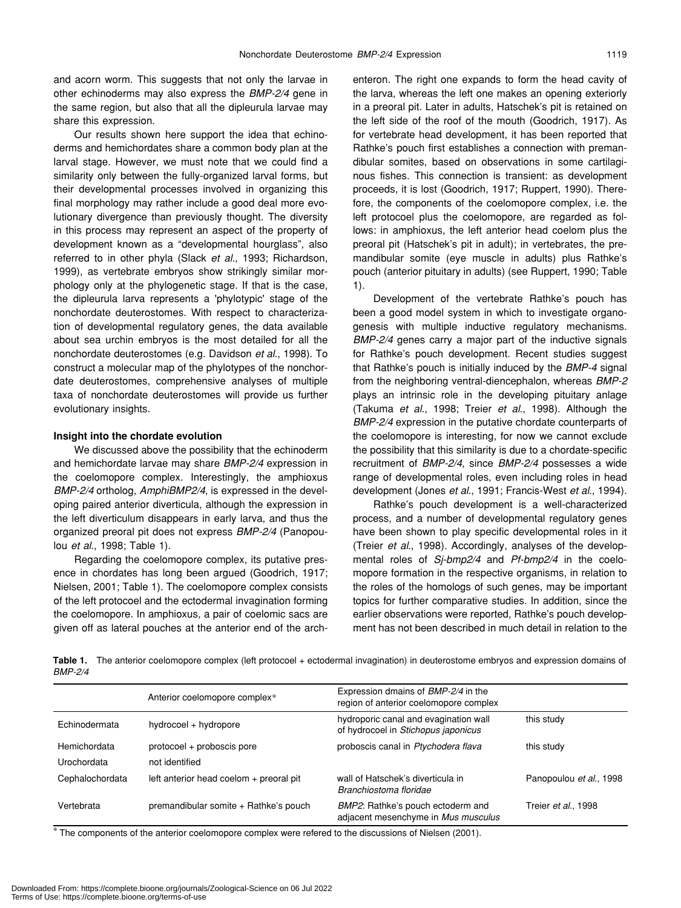and acorn worm. This suggests that not only the larvae in other echinoderms may also express the *BMP-2/4* gene in the same region, but also that all the dipleurula larvae may share this expression.

Our results shown here support the idea that echinoderms and hemichordates share a common body plan at the larval stage. However, we must note that we could find a similarity only between the fully-organized larval forms, but their developmental processes involved in organizing this final morphology may rather include a good deal more evolutionary divergence than previously thought. The diversity in this process may represent an aspect of the property of development known as a "developmental hourglass", also referred to in other phyla (Slack *et al*., 1993; Richardson, 1999), as vertebrate embryos show strikingly similar morphology only at the phylogenetic stage. If that is the case, the dipleurula larva represents a 'phylotypic' stage of the nonchordate deuterostomes. With respect to characterization of developmental regulatory genes, the data available about sea urchin embryos is the most detailed for all the nonchordate deuterostomes (e.g. Davidson *et al*., 1998). To construct a molecular map of the phylotypes of the nonchordate deuterostomes, comprehensive analyses of multiple taxa of nonchordate deuterostomes will provide us further evolutionary insights.

### Insight into the chordate evolution

We discussed above the possibility that the echinoderm and hemichordate larvae may share *BMP-2/4* expression in the coelomopore complex. Interestingly, the amphioxus *BMP-2/4* ortholog, *AmphiBMP2/4*, is expressed in the developing paired anterior diverticula, although the expression in the left diverticulum disappears in early larva, and thus the organized preoral pit does not express *BMP-2/4* (Panopoulou *et al*., 1998; Table 1).

Regarding the coelomopore complex, its putative presence in chordates has long been argued (Goodrich, 1917; Nielsen, 2001; Table 1). The coelomopore complex consists of the left protocoel and the ectodermal invagination forming the coelomopore. In amphioxus, a pair of coelomic sacs are given off as lateral pouches at the anterior end of the archenteron. The right one expands to form the head cavity of the larva, whereas the left one makes an opening exteriorly in a preoral pit. Later in adults, Hatschek's pit is retained on the left side of the roof of the mouth (Goodrich, 1917). As for vertebrate head development, it has been reported that Rathke's pouch first establishes a connection with premandibular somites, based on observations in some cartilaginous fishes. This connection is transient: as development proceeds, it is lost (Goodrich, 1917; Ruppert, 1990). Therefore, the components of the coelomopore complex, i.e. the left protocoel plus the coelomopore, are regarded as follows: in amphioxus, the left anterior head coelom plus the preoral pit (Hatschek's pit in adult); in vertebrates, the premandibular somite (eye muscle in adults) plus Rathke's pouch (anterior pituitary in adults) (see Ruppert, 1990; Table 1).

Development of the vertebrate Rathke's pouch has been a good model system in which to investigate organogenesis with multiple inductive regulatory mechanisms. *BMP-2/4* genes carry a major part of the inductive signals for Rathke's pouch development. Recent studies suggest that Rathke's pouch is initially induced by the *BMP-4* signal from the neighboring ventral-diencephalon, whereas *BMP-2* plays an intrinsic role in the developing pituitary anlage (Takuma *et al*., 1998; Treier *et al*., 1998). Although the *BMP-2/4* expression in the putative chordate counterparts of the coelomopore is interesting, for now we cannot exclude the possibility that this similarity is due to a chordate-specific recruitment of *BMP-2/4*, since *BMP-2/4* possesses a wide range of developmental roles, even including roles in head development (Jones *et al*., 1991; Francis-West *et al*., 1994).

Rathke's pouch development is a well-characterized process, and a number of developmental regulatory genes have been shown to play specific developmental roles in it (Treier *et al*., 1998). Accordingly, analyses of the developmental roles of *Sj-bmp2/4* and *Pf-bmp2/4* in the coelomopore formation in the respective organisms, in relation to the roles of the homologs of such genes, may be important topics for further comparative studies. In addition, since the earlier observations were reported, Rathke's pouch development has not been described in much detail in relation to the

**Table 1.** The anterior coelomopore complex (left protocoel + ectodermal invagination) in deuterostome embryos and expression domains of *BMP-2/4*

| | Anterior coelomopore complex* | Expression dmains of *BMP-2/4* in the region of anterior coelomopore complex | |
|---|---|---|---|
| Echinodermata | hydrocoel + hydropore | hydroporic canal and evagination wall of hydrocoel in *Stichopus japonicus* | this study |
| Hemichordata | protocoel + proboscis pore | proboscis canal in *Ptychodera flava* | this study |
| Urochordata | not identified | | |
| Cephalochordata | left anterior head coelom + preoral pit | wall of Hatschek's diverticula in *Branchiostoma floridae* | Panopoulou *et al*., 1998 |
| Vertebrata | premandibular somite + Rathke's pouch | *BMP2*: Rathke's pouch ectoderm and adjacent mesenchyme in *Mus musculus* | Treier *et al*., 1998 |

* The components of the anterior coelomopore complex were refered to the discussions of Nielsen (2001).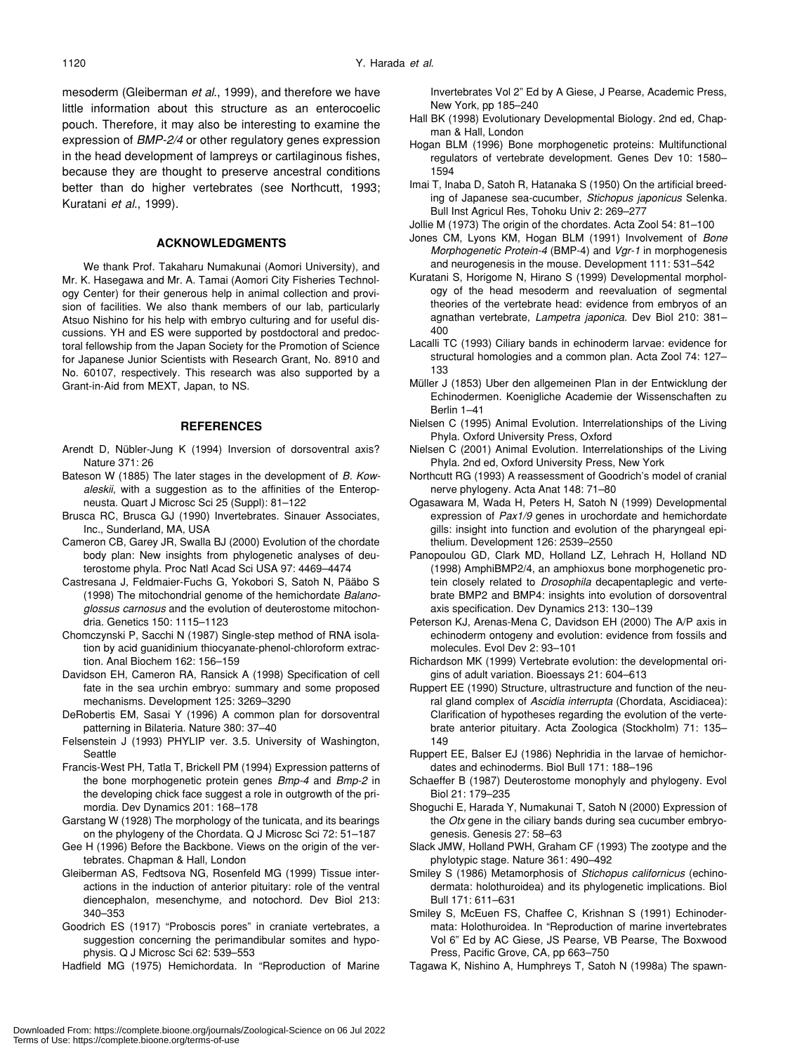mesoderm (Gleiberman *et al*., 1999), and therefore we have little information about this structure as an enterocoelic pouch. Therefore, it may also be interesting to examine the expression of *BMP-2/4* or other regulatory genes expression in the head development of lampreys or cartilaginous fishes, because they are thought to preserve ancestral conditions better than do higher vertebrates (see Northcutt, 1993; Kuratani *et al*., 1999).

## ACKNOWLEDGMENTS

We thank Prof. Takaharu Numakunai (Aomori University), and Mr. K. Hasegawa and Mr. A. Tamai (Aomori City Fisheries Technology Center) for their generous help in animal collection and provision of facilities. We also thank members of our lab, particularly Atsuo Nishino for his help with embryo culturing and for useful discussions. YH and ES were supported by postdoctoral and predoctoral fellowship from the Japan Society for the Promotion of Science for Japanese Junior Scientists with Research Grant, No. 8910 and No. 60107, respectively. This research was also supported by a Grant-in-Aid from MEXT, Japan, to NS.

## REFERENCES

Arendt D, Nübler-Jung K (1994) Inversion of dorsoventral axis? Nature 371: 26

Bateson W (1885) The later stages in the development of *B. Kowaleskii*, with a suggestion as to the affinities of the Enteropneusta. Quart J Microsc Sci 25 (Suppl): 81–122

Brusca RC, Brusca GJ (1990) Invertebrates. Sinauer Associates, Inc., Sunderland, MA, USA

Cameron CB, Garey JR, Swalla BJ (2000) Evolution of the chordate body plan: New insights from phylogenetic analyses of deuterostome phyla. Proc Natl Acad Sci USA 97: 4469–4474

Castresana J, Feldmaier-Fuchs G, Yokobori S, Satoh N, Pääbo S (1998) The mitochondrial genome of the hemichordate *Balanoglossus carnosus* and the evolution of deuterostome mitochondria. Genetics 150: 1115–1123

Chomczynski P, Sacchi N (1987) Single-step method of RNA isolation by acid guanidinium thiocyanate-phenol-chloroform extraction. Anal Biochem 162: 156–159

Davidson EH, Cameron RA, Ransick A (1998) Specification of cell fate in the sea urchin embryo: summary and some proposed mechanisms. Development 125: 3269–3290

DeRobertis EM, Sasai Y (1996) A common plan for dorsoventral patterning in Bilateria. Nature 380: 37–40

Felsenstein J (1993) PHYLIP ver. 3.5. University of Washington, Seattle

Francis-West PH, Tatla T, Brickell PM (1994) Expression patterns of the bone morphogenetic protein genes *Bmp-4* and *Bmp-2* in the developing chick face suggest a role in outgrowth of the primordia. Dev Dynamics 201: 168–178

Garstang W (1928) The morphology of the tunicata, and its bearings on the phylogeny of the Chordata. Q J Microsc Sci 72: 51–187

Gee H (1996) Before the Backbone. Views on the origin of the vertebrates. Chapman & Hall, London

Gleiberman AS, Fedtsova NG, Rosenfeld MG (1999) Tissue interactions in the induction of anterior pituitary: role of the ventral diencephalon, mesenchyme, and notochord. Dev Biol 213: 340–353

Goodrich ES (1917) "Proboscis pores" in craniate vertebrates, a suggestion concerning the perimandibular somites and hypophysis. Q J Microsc Sci 62: 539–553

Hadfield MG (1975) Hemichordata. In "Reproduction of Marine Invertebrates Vol 2" Ed by A Giese, J Pearse, Academic Press, New York, pp 185–240

Hall BK (1998) Evolutionary Developmental Biology. 2nd ed, Chapman & Hall, London

Hogan BLM (1996) Bone morphogenetic proteins: Multifunctional regulators of vertebrate development. Genes Dev 10: 1580–1594

Imai T, Inaba D, Satoh R, Hatanaka S (1950) On the artificial breeding of Japanese sea-cucumber, *Stichopus japonicus* Selenka. Bull Inst Agricul Res, Tohoku Univ 2: 269–277

Jollie M (1973) The origin of the chordates. Acta Zool 54: 81–100

Jones CM, Lyons KM, Hogan BLM (1991) Involvement of *Bone Morphogenetic Protein-4* (BMP-4) and *Vgr-1* in morphogenesis and neurogenesis in the mouse. Development 111: 531–542

Kuratani S, Horigome N, Hirano S (1999) Developmental morphology of the head mesoderm and reevaluation of segmental theories of the vertebrate head: evidence from embryos of an agnathan vertebrate, *Lampetra japonica*. Dev Biol 210: 381–400

Lacalli TC (1993) Ciliary bands in echinoderm larvae: evidence for structural homologies and a common plan. Acta Zool 74: 127–133

Müller J (1853) Uber den allgemeinen Plan in der Entwicklung der Echinodermen. Koenigliche Academie der Wissenschaften zu Berlin 1–41

Nielsen C (1995) Animal Evolution. Interrelationships of the Living Phyla. Oxford University Press, Oxford

Nielsen C (2001) Animal Evolution. Interrelationships of the Living Phyla. 2nd ed, Oxford University Press, New York

Northcutt RG (1993) A reassessment of Goodrich's model of cranial nerve phylogeny. Acta Anat 148: 71–80

Ogasawara M, Wada H, Peters H, Satoh N (1999) Developmental expression of *Pax1/9* genes in urochordate and hemichordate gills: insight into function and evolution of the pharyngeal epithelium. Development 126: 2539–2550

Panopoulou GD, Clark MD, Holland LZ, Lehrach H, Holland ND (1998) AmphiBMP2/4, an amphioxus bone morphogenetic protein closely related to *Drosophila* decapentaplegic and vertebrate BMP2 and BMP4: insights into evolution of dorsoventral axis specification. Dev Dynamics 213: 130–139

Peterson KJ, Arenas-Mena C, Davidson EH (2000) The A/P axis in echinoderm ontogeny and evolution: evidence from fossils and molecules. Evol Dev 2: 93–101

Richardson MK (1999) Vertebrate evolution: the developmental origins of adult variation. Bioessays 21: 604–613

Ruppert EE (1990) Structure, ultrastructure and function of the neural gland complex of *Ascidia interrupta* (Chordata, Ascidiacea): Clarification of hypotheses regarding the evolution of the vertebrate anterior pituitary. Acta Zoologica (Stockholm) 71: 135–149

Ruppert EE, Balser EJ (1986) Nephridia in the larvae of hemichordates and echinoderms. Biol Bull 171: 188–196

Schaeffer B (1987) Deuterostome monophyly and phylogeny. Evol Biol 21: 179–235

Shoguchi E, Harada Y, Numakunai T, Satoh N (2000) Expression of the *Otx* gene in the ciliary bands during sea cucumber embryogenesis. Genesis 27: 58–63

Slack JMW, Holland PWH, Graham CF (1993) The zootype and the phylotypic stage. Nature 361: 490–492

Smiley S (1986) Metamorphosis of *Stichopus californicus* (echinodermata: holothuroidea) and its phylogenetic implications. Biol Bull 171: 611–631

Smiley S, McEuen FS, Chaffee C, Krishnan S (1991) Echinodermata: Holothuroidea. In "Reproduction of marine invertebrates Vol 6" Ed by AC Giese, JS Pearse, VB Pearse, The Boxwood Press, Pacific Grove, CA, pp 663–750

Tagawa K, Nishino A, Humphreys T, Satoh N (1998a) The spawn-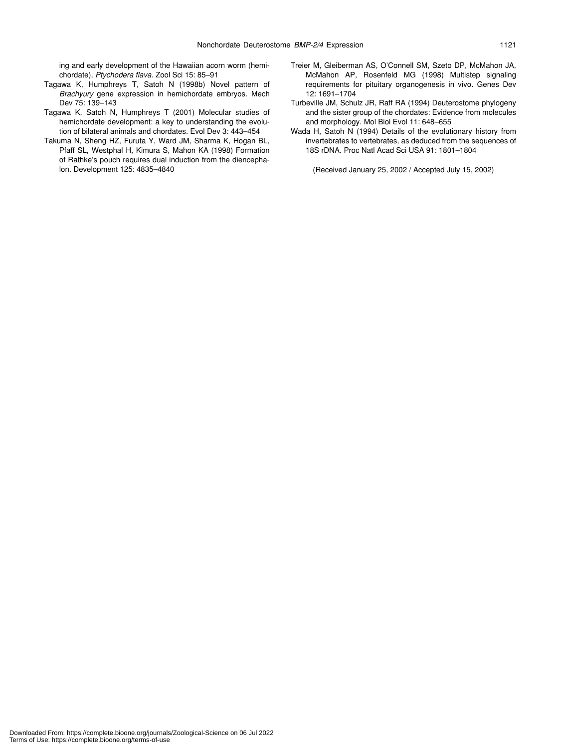ing and early development of the Hawaiian acorn worm (hemichordate), *Ptychodera flava*. Zool Sci 15: 85–91

Tagawa K, Humphreys T, Satoh N (1998b) Novel pattern of *Brachyury* gene expression in hemichordate embryos. Mech Dev 75: 139–143

Tagawa K, Satoh N, Humphreys T (2001) Molecular studies of hemichordate development: a key to understanding the evolution of bilateral animals and chordates. Evol Dev 3: 443–454

Takuma N, Sheng HZ, Furuta Y, Ward JM, Sharma K, Hogan BL, Pfaff SL, Westphal H, Kimura S, Mahon KA (1998) Formation of Rathke's pouch requires dual induction from the diencephalon. Development 125: 4835–4840

Treier M, Gleiberman AS, O'Connell SM, Szeto DP, McMahon JA, McMahon AP, Rosenfeld MG (1998) Multistep signaling requirements for pituitary organogenesis in vivo. Genes Dev 12: 1691–1704

Turbeville JM, Schulz JR, Raff RA (1994) Deuterostome phylogeny and the sister group of the chordates: Evidence from molecules and morphology. Mol Biol Evol 11: 648–655

Wada H, Satoh N (1994) Details of the evolutionary history from invertebrates to vertebrates, as deduced from the sequences of 18S rDNA. Proc Natl Acad Sci USA 91: 1801–1804

(Received January 25, 2002 / Accepted July 15, 2002)